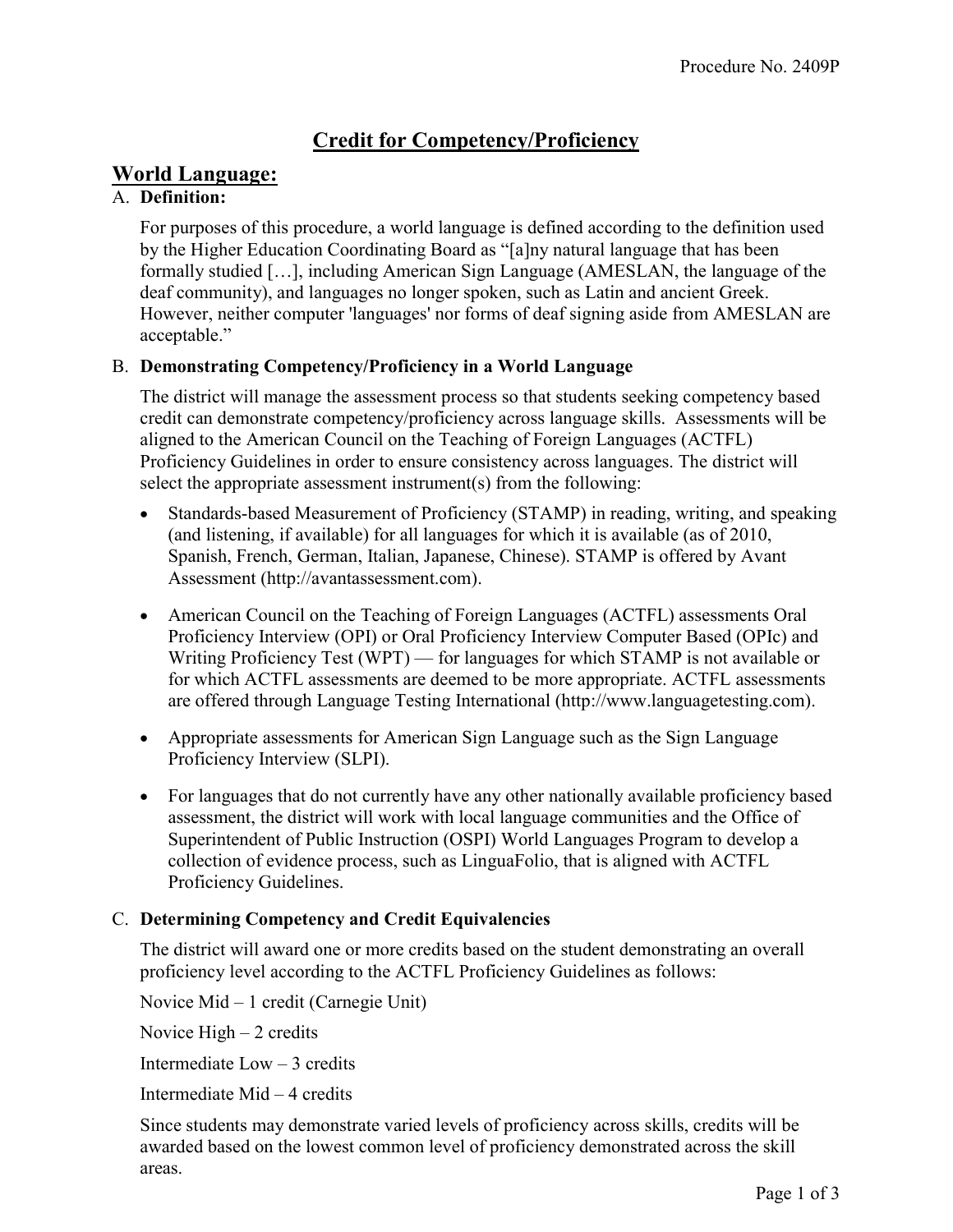# Credit for Competency/Proficiency

## World Language:

A. **Definition:**

For purposes of this procedure, a world language is defined according to the definition used by the Higher Education Coordinating Board as "[a]ny natural language that has been formally studied […], including American Sign Language (AMESLAN, the language of the deaf community), and languages no longer spoken, such as Latin and ancient Greek. However, neither computer 'languages' nor forms of deaf signing aside from AMESLAN are acceptable."

B. **Demonstrating Competency/Proficiency in a World Language**

The district will manage the assessment process so that students seeking competency based credit can demonstrate competency/proficiency across language skills. Assessments will be aligned to the American Council on the Teaching of Foreign Languages (ACTFL) Proficiency Guidelines in order to ensure consistency across languages. The district will select the appropriate assessment instrument(s) from the following:

- Standards-based Measurement of Proficiency (STAMP) in reading, writing, and speaking (and listening, if available) for all languages for which it is available (as of 2010, Spanish, French, German, Italian, Japanese, Chinese). STAMP is offered by Avant Assessment (http://avantassessment.com).
- American Council on the Teaching of Foreign Languages (ACTFL) assessments Oral Proficiency Interview (OPI) or Oral Proficiency Interview Computer Based (OPIc) and Writing Proficiency Test (WPT) — for languages for which STAMP is not available or for which ACTFL assessments are deemed to be more appropriate. ACTFL assessments are offered through Language Testing International (http://www.languagetesting.com).
- Appropriate assessments for American Sign Language such as the Sign Language Proficiency Interview (SLPI).
- For languages that do not currently have any other nationally available proficiency based assessment, the district will work with local language communities and the Office of Superintendent of Public Instruction (OSPI) World Languages Program to develop a collection of evidence process, such as LinguaFolio, that is aligned with ACTFL Proficiency Guidelines.

C. **Determining Competency and Credit Equivalencies**

The district will award one or more credits based on the student demonstrating an overall proficiency level according to the ACTFL Proficiency Guidelines as follows:

Novice Mid – 1 credit (Carnegie Unit)

Novice High – 2 credits

Intermediate Low – 3 credits

Intermediate Mid – 4 credits

Since students may demonstrate varied levels of proficiency across skills, credits will be awarded based on the lowest common level of proficiency demonstrated across the skill areas.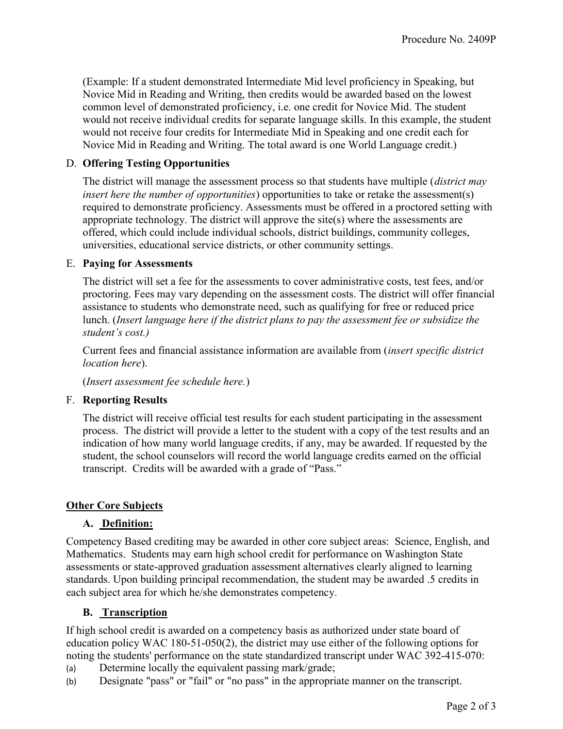(Example: If a student demonstrated Intermediate Mid level proficiency in Speaking, but Novice Mid in Reading and Writing, then credits would be awarded based on the lowest common level of demonstrated proficiency, i.e. one credit for Novice Mid. The student would not receive individual credits for separate language skills. In this example, the student would not receive four credits for Intermediate Mid in Speaking and one credit each for Novice Mid in Reading and Writing. The total award is one World Language credit.)

D. **Offering Testing Opportunities**

The district will manage the assessment process so that students have multiple (*district may insert here the number of opportunities*) opportunities to take or retake the assessment(s) required to demonstrate proficiency. Assessments must be offered in a proctored setting with appropriate technology. The district will approve the site(s) where the assessments are offered, which could include individual schools, district buildings, community colleges, universities, educational service districts, or other community settings.

E. **Paying for Assessments**

The district will set a fee for the assessments to cover administrative costs, test fees, and/or proctoring. Fees may vary depending on the assessment costs. The district will offer financial assistance to students who demonstrate need, such as qualifying for free or reduced price lunch. (*Insert language here if the district plans to pay the assessment fee or subsidize the student's cost.)*

Current fees and financial assistance information are available from (*insert specific district location here*).

(*Insert assessment fee schedule here.*)

F. **Reporting Results**

The district will receive official test results for each student participating in the assessment process. The district will provide a letter to the student with a copy of the test results and an indication of how many world language credits, if any, may be awarded. If requested by the student, the school counselors will record the world language credits earned on the official transcript. Credits will be awarded with a grade of "Pass."

## Other Core Subjects

### A. Definition:

Competency Based crediting may be awarded in other core subject areas: Science, English, and Mathematics. Students may earn high school credit for performance on Washington State assessments or state-approved graduation assessment alternatives clearly aligned to learning standards. Upon building principal recommendation, the student may be awarded .5 credits in each subject area for which he/she demonstrates competency.

### B. Transcription

If high school credit is awarded on a competency basis as authorized under state board of education policy WAC 180-51-050(2), the district may use either of the following options for noting the students' performance on the state standardized transcript under WAC 392-415-070:

(a) Determine locally the equivalent passing mark/grade;

(b) Designate "pass" or "fail" or "no pass" in the appropriate manner on the transcript.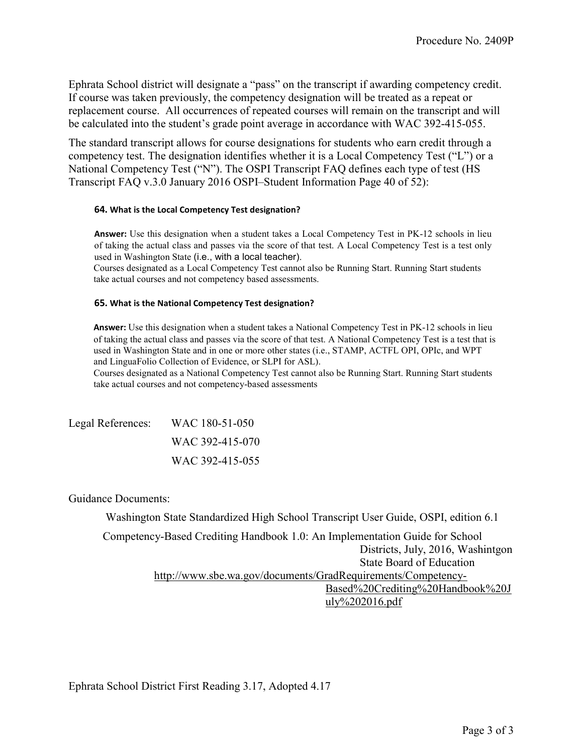Ephrata School district will designate a "pass" on the transcript if awarding competency credit. If course was taken previously, the competency designation will be treated as a repeat or replacement course. All occurrences of repeated courses will remain on the transcript and will be calculated into the student's grade point average in accordance with WAC 392-415-055.

The standard transcript allows for course designations for students who earn credit through a competency test. The designation identifies whether it is a Local Competency Test ("L") or a National Competency Test ("N"). The OSPI Transcript FAQ defines each type of test (HS Transcript FAQ v.3.0 January 2016 OSPI–Student Information Page 40 of 52):

> **64. What is the Local Competency Test designation?**
>
> **Answer:** Use this designation when a student takes a Local Competency Test in PK-12 schools in lieu of taking the actual class and passes via the score of that test. A Local Competency Test is a test only used in Washington State (i.e., with a local teacher).
> Courses designated as a Local Competency Test cannot also be Running Start. Running Start students take actual courses and not competency based assessments.
>
> **65. What is the National Competency Test designation?**
>
> **Answer:** Use this designation when a student takes a National Competency Test in PK-12 schools in lieu of taking the actual class and passes via the score of that test. A National Competency Test is a test that is used in Washington State and in one or more other states (i.e., STAMP, ACTFL OPI, OPIc, and WPT and LinguaFolio Collection of Evidence, or SLPI for ASL).
> Courses designated as a National Competency Test cannot also be Running Start. Running Start students take actual courses and not competency-based assessments

Legal References:
- WAC 180-51-050
- WAC 392-415-070
- WAC 392-415-055

Guidance Documents:

Washington State Standardized High School Transcript User Guide, OSPI, edition 6.1

Competency-Based Crediting Handbook 1.0: An Implementation Guide for School Districts, July, 2016, Washintgon State Board of Education http://www.sbe.wa.gov/documents/GradRequirements/Competency-Based%20Crediting%20Handbook%20July%202016.pdf

Ephrata School District First Reading 3.17, Adopted 4.17